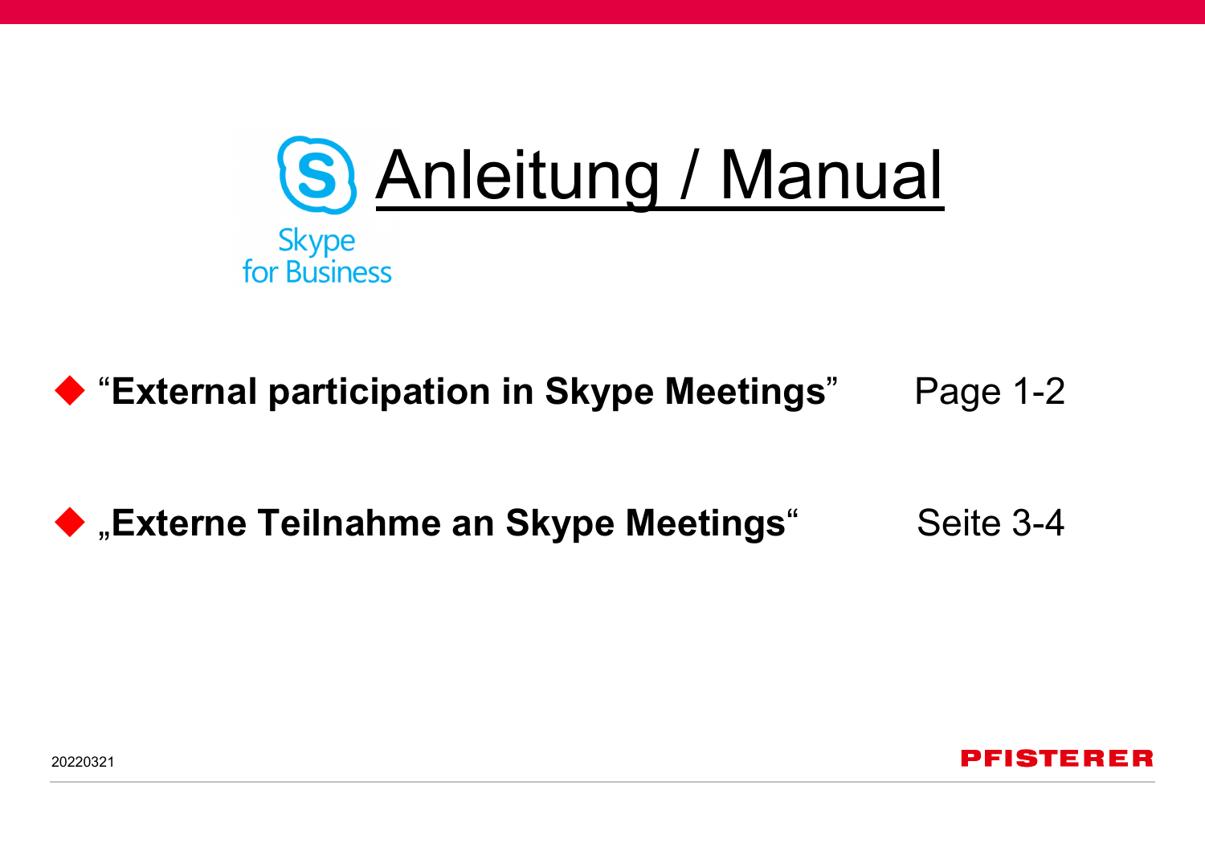Skype for Business

# Anleitung / Manual

- **"External participation in Skype Meetings"** Page 1-2

- **„Externe Teilnahme an Skype Meetings"** Seite 3-4

20220321

PFISTERER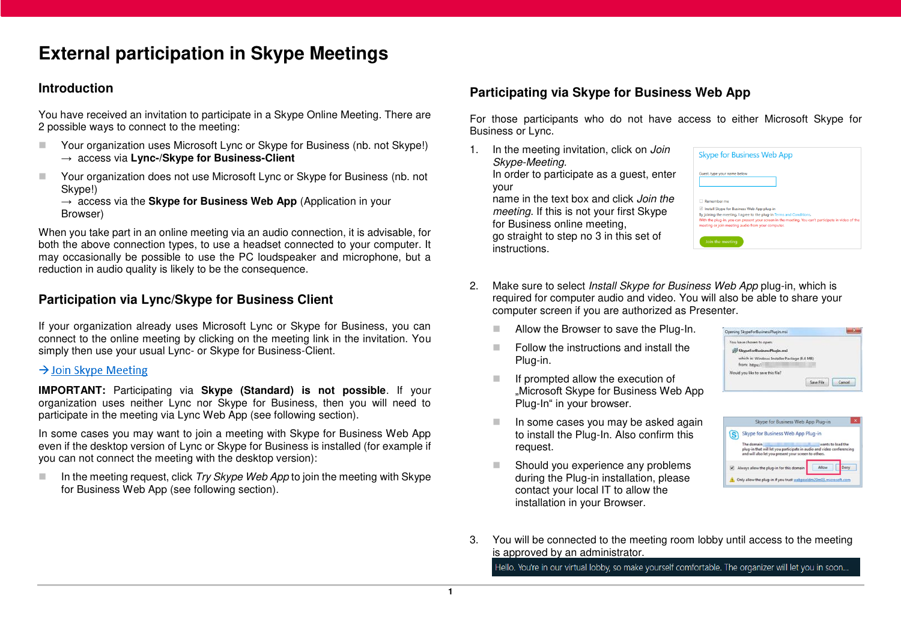# External participation in Skype Meetings

## Introduction

You have received an invitation to participate in a Skype Online Meeting. There are 2 possible ways to connect to the meeting:

- Your organization uses Microsoft Lync or Skype for Business (nb. not Skype!) → access via **Lync-/Skype for Business-Client**
- Your organization does not use Microsoft Lync or Skype for Business (nb. not Skype!) → access via the **Skype for Business Web App** (Application in your Browser)

When you take part in an online meeting via an audio connection, it is advisable, for both the above connection types, to use a headset connected to your computer. It may occasionally be possible to use the PC loudspeaker and microphone, but a reduction in audio quality is likely to be the consequence.

## Participation via Lync/Skype for Business Client

If your organization already uses Microsoft Lync or Skype for Business, you can connect to the online meeting by clicking on the meeting link in the invitation. You simply then use your usual Lync- or Skype for Business-Client.

→ Join Skype Meeting

**IMPORTANT:** Participating via **Skype (Standard) is not possible**. If your organization uses neither Lync nor Skype for Business, then you will need to participate in the meeting via Lync Web App (see following section).

In some cases you may want to join a meeting with Skype for Business Web App even if the desktop version of Lync or Skype for Business is installed (for example if you can not connect the meeting with the desktop version):

- In the meeting request, click *Try Skype Web App* to join the meeting with Skype for Business Web App (see following section).

## Participating via Skype for Business Web App

For those participants who do not have access to either Microsoft Skype for Business or Lync.

1. In the meeting invitation, click on *Join Skype-Meeting.*
   In order to participate as a guest, enter your
   name in the text box and click *Join the meeting*. If this is not your first Skype for Business online meeting,
   go straight to step no 3 in this set of instructions.

2. Make sure to select *Install Skype for Business Web App* plug-in, which is required for computer audio and video. You will also be able to share your computer screen if you are authorized as Presenter.
   - Allow the Browser to save the Plug-In.
   - Follow the instructions and install the Plug-in.
   - If prompted allow the execution of „Microsoft Skype for Business Web App Plug-In“ in your browser.
   - In some cases you may be asked again to install the Plug-In. Also confirm this request.
   - Should you experience any problems during the Plug-in installation, please contact your local IT to allow the installation in your Browser.

3. You will be connected to the meeting room lobby until access to the meeting is approved by an administrator.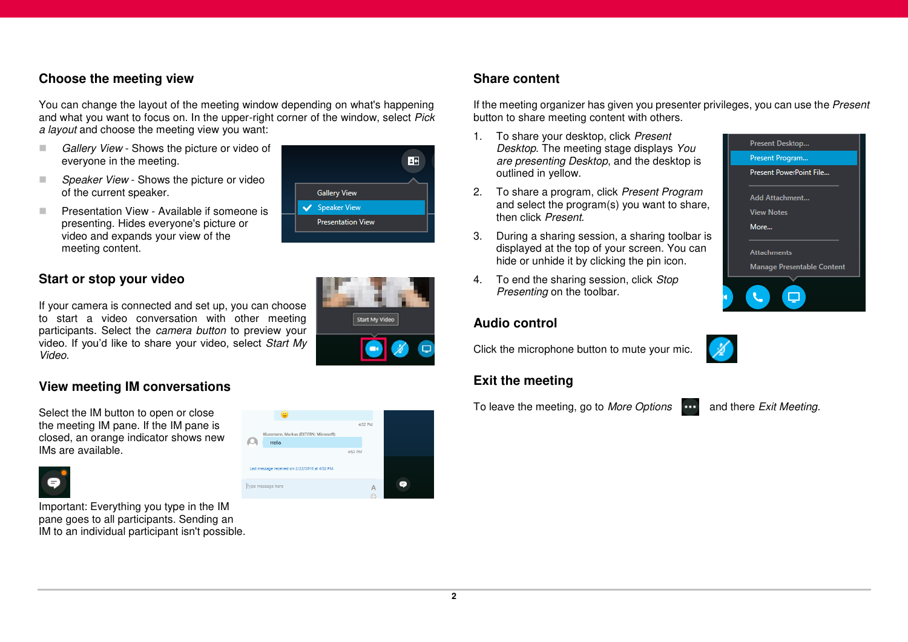## Choose the meeting view

You can change the layout of the meeting window depending on what's happening and what you want to focus on. In the upper-right corner of the window, select *Pick a layout* and choose the meeting view you want:

- *Gallery View* - Shows the picture or video of everyone in the meeting.
- *Speaker View* - Shows the picture or video of the current speaker.
- Presentation View - Available if someone is presenting. Hides everyone's picture or video and expands your view of the meeting content.

## Start or stop your video

If your camera is connected and set up, you can choose to start a video conversation with other meeting participants. Select the *camera button* to preview your video. If you'd like to share your video, select *Start My Video.*

## View meeting IM conversations

Select the IM button to open or close the meeting IM pane. If the IM pane is closed, an orange indicator shows new IMs are available.

Important: Everything you type in the IM pane goes to all participants. Sending an IM to an individual participant isn't possible.

## Share content

If the meeting organizer has given you presenter privileges, you can use the *Present* button to share meeting content with others.

1. To share your desktop, click *Present Desktop*. The meeting stage displays *You are presenting Desktop*, and the desktop is outlined in yellow.
2. To share a program, click *Present Program* and select the program(s) you want to share, then click *Present.*
3. During a sharing session, a sharing toolbar is displayed at the top of your screen. You can hide or unhide it by clicking the pin icon.
4. To end the sharing session, click *Stop Presenting* on the toolbar.

## Audio control

Click the microphone button to mute your mic.

## Exit the meeting

To leave the meeting, go to *More Options* and there *Exit Meeting*.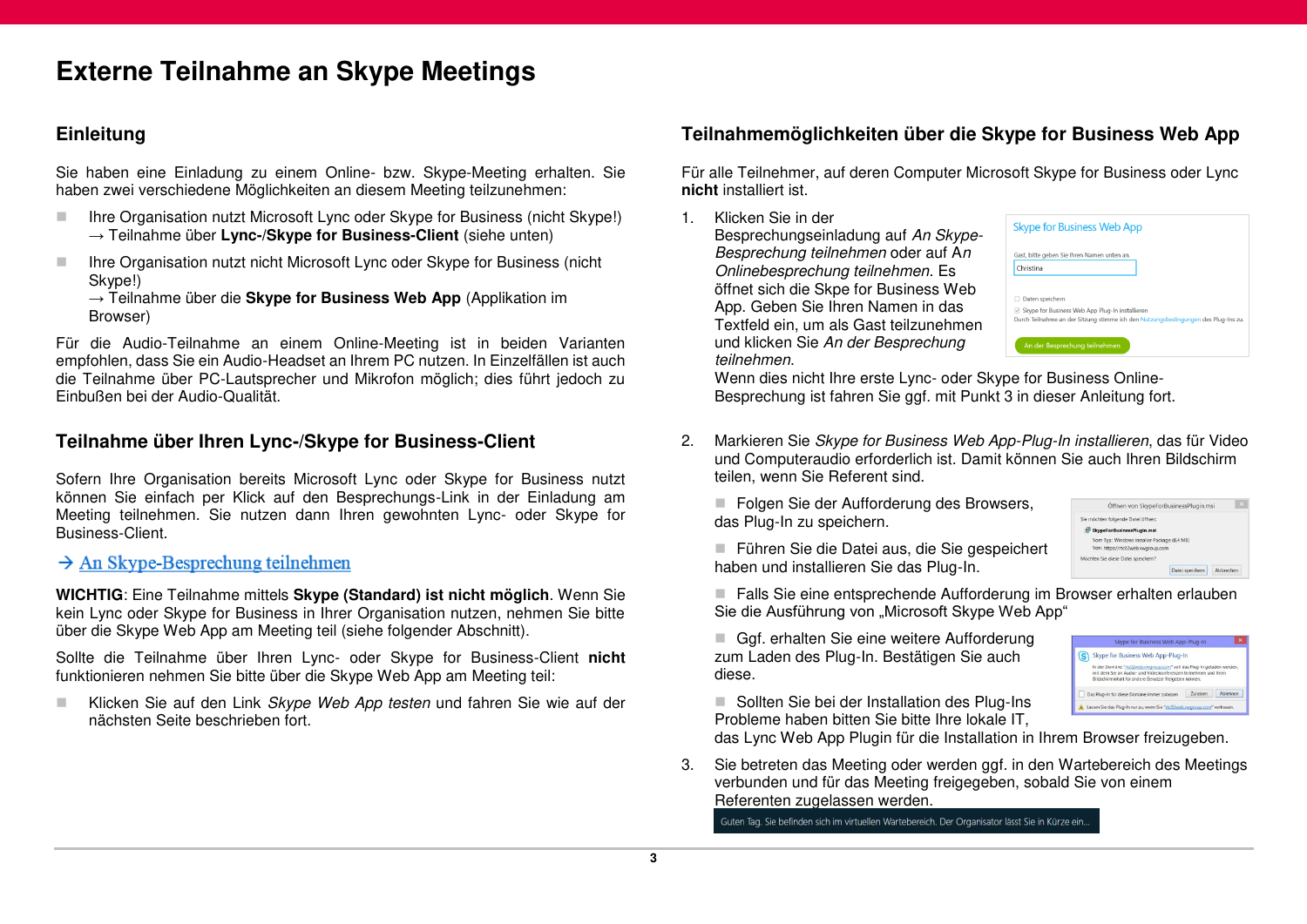# Externe Teilnahme an Skype Meetings

## Einleitung

Sie haben eine Einladung zu einem Online- bzw. Skype-Meeting erhalten. Sie haben zwei verschiedene Möglichkeiten an diesem Meeting teilzunehmen:

- Ihre Organisation nutzt Microsoft Lync oder Skype for Business (nicht Skype!) → Teilnahme über **Lync-/Skype for Business-Client** (siehe unten)
- Ihre Organisation nutzt nicht Microsoft Lync oder Skype for Business (nicht Skype!) → Teilnahme über die **Skype for Business Web App** (Applikation im Browser)

Für die Audio-Teilnahme an einem Online-Meeting ist in beiden Varianten empfohlen, dass Sie ein Audio-Headset an Ihrem PC nutzen. In Einzelfällen ist auch die Teilnahme über PC-Lautsprecher und Mikrofon möglich; dies führt jedoch zu Einbußen bei der Audio-Qualität.

## Teilnahme über Ihren Lync-/Skype for Business-Client

Sofern Ihre Organisation bereits Microsoft Lync oder Skype for Business nutzt können Sie einfach per Klick auf den Besprechungs-Link in der Einladung am Meeting teilnehmen. Sie nutzen dann Ihren gewohnten Lync- oder Skype for Business-Client.

→ An Skype-Besprechung teilnehmen

**WICHTIG**: Eine Teilnahme mittels **Skype (Standard) ist nicht möglich**. Wenn Sie kein Lync oder Skype for Business in Ihrer Organisation nutzen, nehmen Sie bitte über die Skype Web App am Meeting teil (siehe folgender Abschnitt).

Sollte die Teilnahme über Ihren Lync- oder Skype for Business-Client **nicht** funktionieren nehmen Sie bitte über die Skype Web App am Meeting teil:

- Klicken Sie auf den Link *Skype Web App testen* und fahren Sie wie auf der nächsten Seite beschrieben fort.

## Teilnahmemöglichkeiten über die Skype for Business Web App

Für alle Teilnehmer, auf deren Computer Microsoft Skype for Business oder Lync **nicht** installiert ist.

1. Klicken Sie in der Besprechungseinladung auf *An Skype-Besprechung teilnehmen* oder auf *An Onlinebesprechung teilnehmen*. Es öffnet sich die Skpe for Business Web App. Geben Sie Ihren Namen in das Textfeld ein, um als Gast teilzunehmen und klicken Sie *An der Besprechung teilnehmen*.
   Wenn dies nicht Ihre erste Lync- oder Skype for Business Online-Besprechung ist fahren Sie ggf. mit Punkt 3 in dieser Anleitung fort.

2. Markieren Sie *Skype for Business Web App-Plug-In installieren*, das für Video und Computeraudio erforderlich ist. Damit können Sie auch Ihren Bildschirm teilen, wenn Sie Referent sind.
   - Folgen Sie der Aufforderung des Browsers, das Plug-In zu speichern.
   - Führen Sie die Datei aus, die Sie gespeichert haben und installieren Sie das Plug-In.
   - Falls Sie eine entsprechende Aufforderung im Browser erhalten erlauben Sie die Ausführung von „Microsoft Skype Web App"
   - Ggf. erhalten Sie eine weitere Aufforderung zum Laden des Plug-In. Bestätigen Sie auch diese.
   - Sollten Sie bei der Installation des Plug-Ins Probleme haben bitten Sie bitte Ihre lokale IT, das Lync Web App Plugin für die Installation in Ihrem Browser freizugeben.

3. Sie betreten das Meeting oder werden ggf. in den Wartebereich des Meetings verbunden und für das Meeting freigegeben, sobald Sie von einem Referenten zugelassen werden.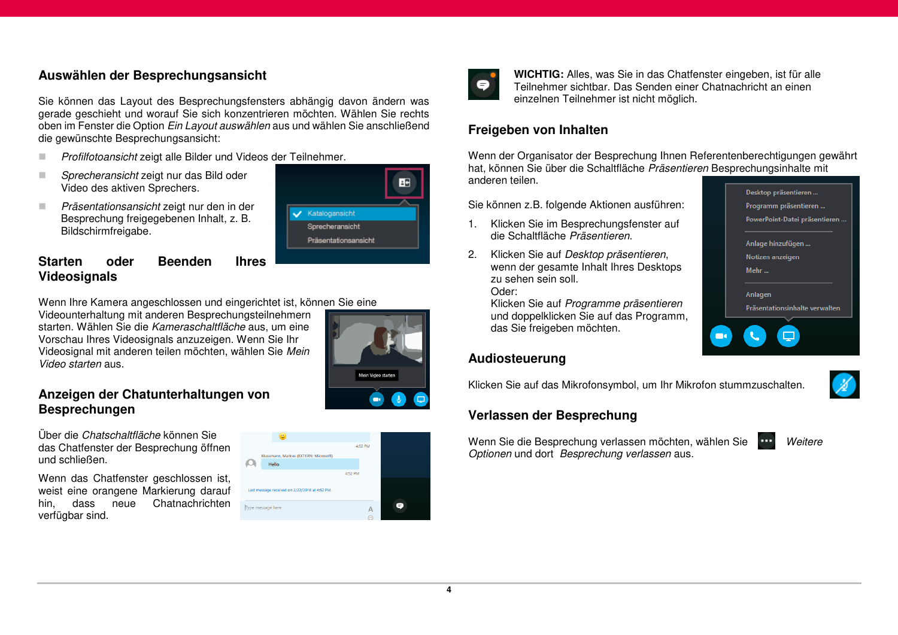## Auswählen der Besprechungsansicht

Sie können das Layout des Besprechungsfensters abhängig davon ändern was gerade geschieht und worauf Sie sich konzentrieren möchten. Wählen Sie rechts oben im Fenster die Option *Ein Layout auswählen* aus und wählen Sie anschließend die gewünschte Besprechungsansicht:

- *Profilfotoansicht* zeigt alle Bilder und Videos der Teilnehmer.
- *Sprecheransicht* zeigt nur das Bild oder Video des aktiven Sprechers.
- *Präsentationsansicht* zeigt nur den in der Besprechung freigegebenen Inhalt, z. B. Bildschirmfreigabe.

## Starten oder Beenden Ihres Videosignals

Wenn Ihre Kamera angeschlossen und eingerichtet ist, können Sie eine Videounterhaltung mit anderen Besprechungsteilnehmern starten. Wählen Sie die *Kameraschaltfläche* aus, um eine Vorschau Ihres Videosignals anzuzeigen. Wenn Sie Ihr Videosignal mit anderen teilen möchten, wählen Sie *Mein Video starten* aus.

## Anzeigen der Chatunterhaltungen von Besprechungen

Über die *Chatschaltfläche* können Sie das Chatfenster der Besprechung öffnen und schließen.

Wenn das Chatfenster geschlossen ist, weist eine orangene Markierung darauf hin, dass neue Chatnachrichten verfügbar sind.

**WICHTIG:** Alles, was Sie in das Chatfenster eingeben, ist für alle Teilnehmer sichtbar. Das Senden einer Chatnachricht an einen einzelnen Teilnehmer ist nicht möglich.

## Freigeben von Inhalten

Wenn der Organisator der Besprechung Ihnen Referentenberechtigungen gewährt hat, können Sie über die Schaltfläche *Präsentieren* Besprechungsinhalte mit anderen teilen.

Sie können z.B. folgende Aktionen ausführen:

1. Klicken Sie im Besprechungsfenster auf die Schaltfläche *Präsentieren*.
2. Klicken Sie auf *Desktop präsentieren*, wenn der gesamte Inhalt Ihres Desktops zu sehen sein soll.
   Oder:
   Klicken Sie auf *Programme präsentieren* und doppelklicken Sie auf das Programm, das Sie freigeben möchten.

## Audiosteuerung

Klicken Sie auf das Mikrofonsymbol, um Ihr Mikrofon stummzuschalten.

## Verlassen der Besprechung

Wenn Sie die Besprechung verlassen möchten, wählen Sie *Weitere Optionen* und dort *Besprechung verlassen* aus.